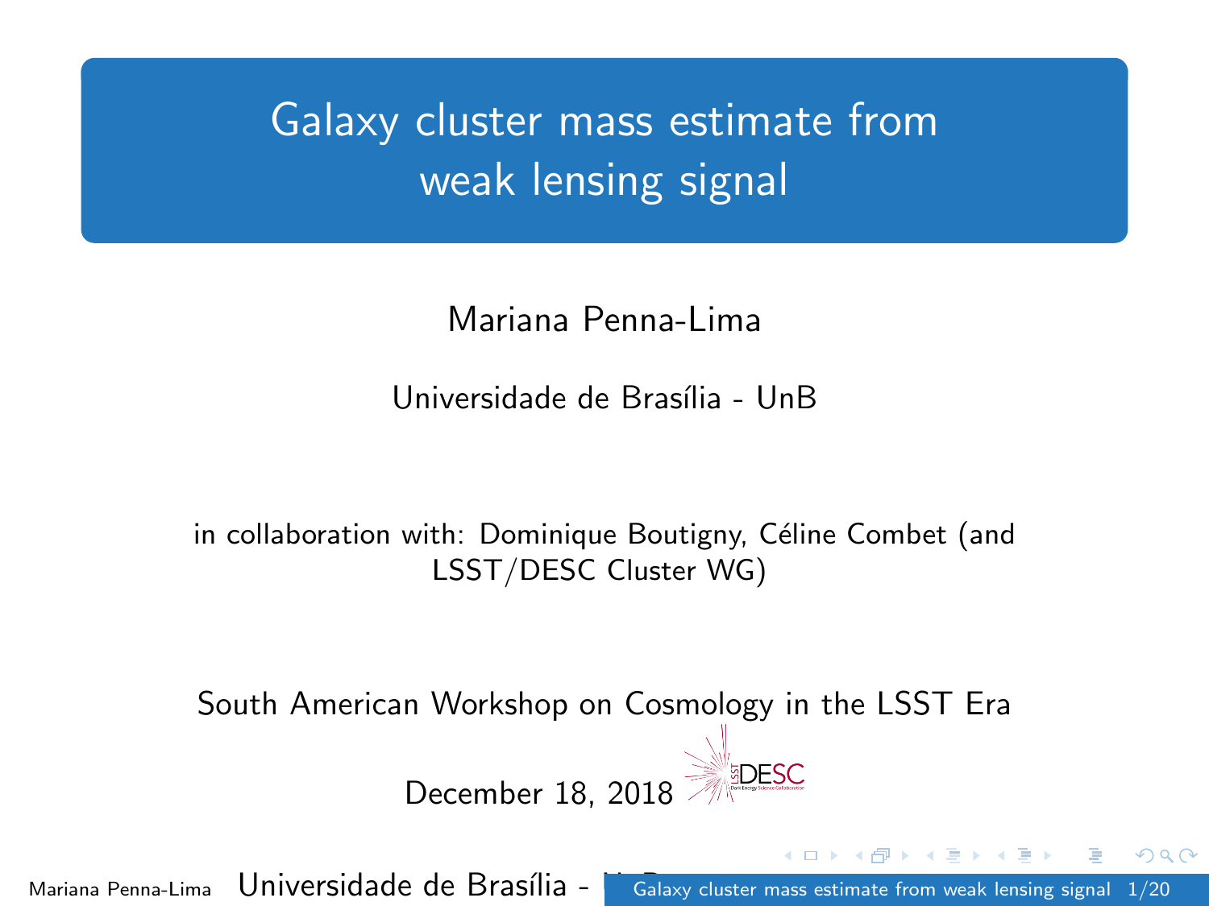# Galaxy cluster mass estimate from weak lensing signal

Mariana Penna-Lima

Universidade de Brasília - UnB

in collaboration with: Dominique Boutigny, Céline Combet (and LSST/DESC Cluster WG)

South American Workshop on Cosmology in the LSST Era

December 18, 2018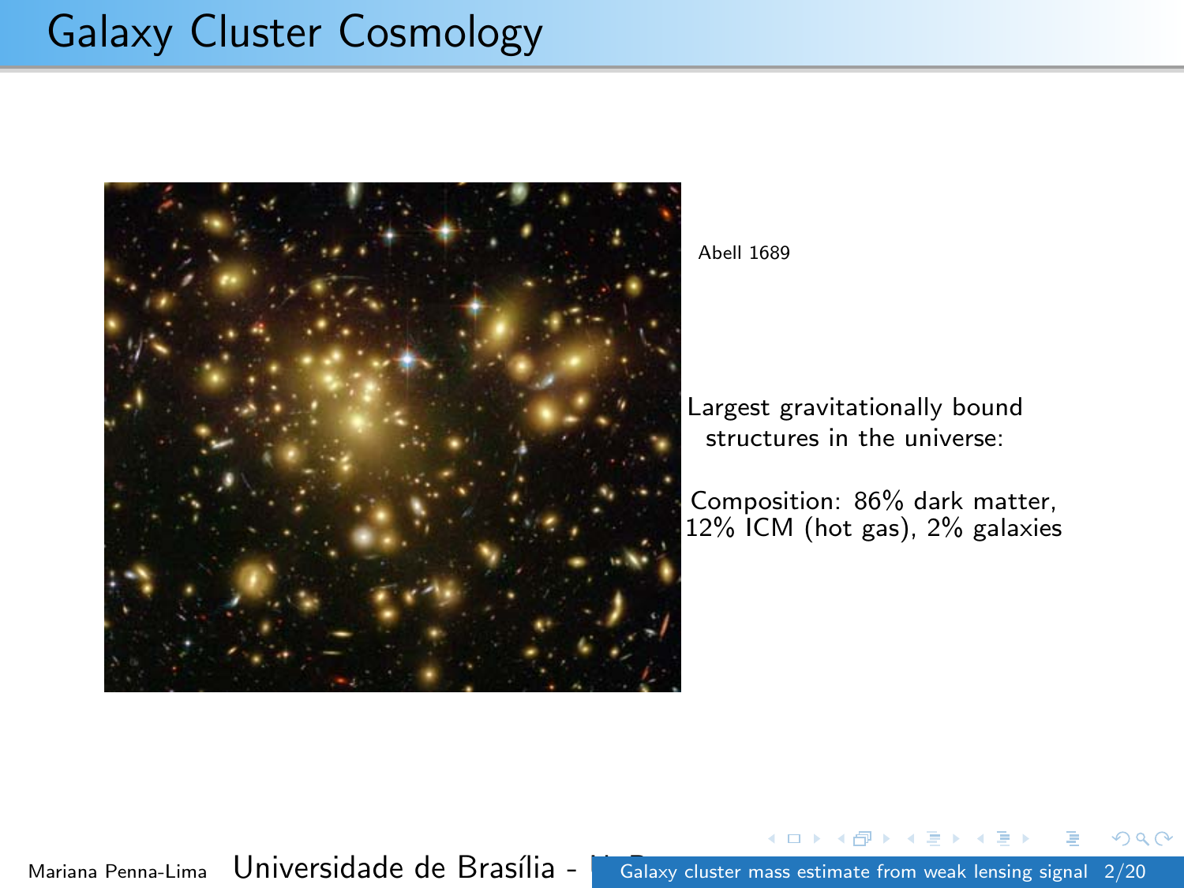# Galaxy Cluster Cosmology

Abell 1689

Largest gravitationally bound structures in the universe:

Composition: 86% dark matter, 12% ICM (hot gas), 2% galaxies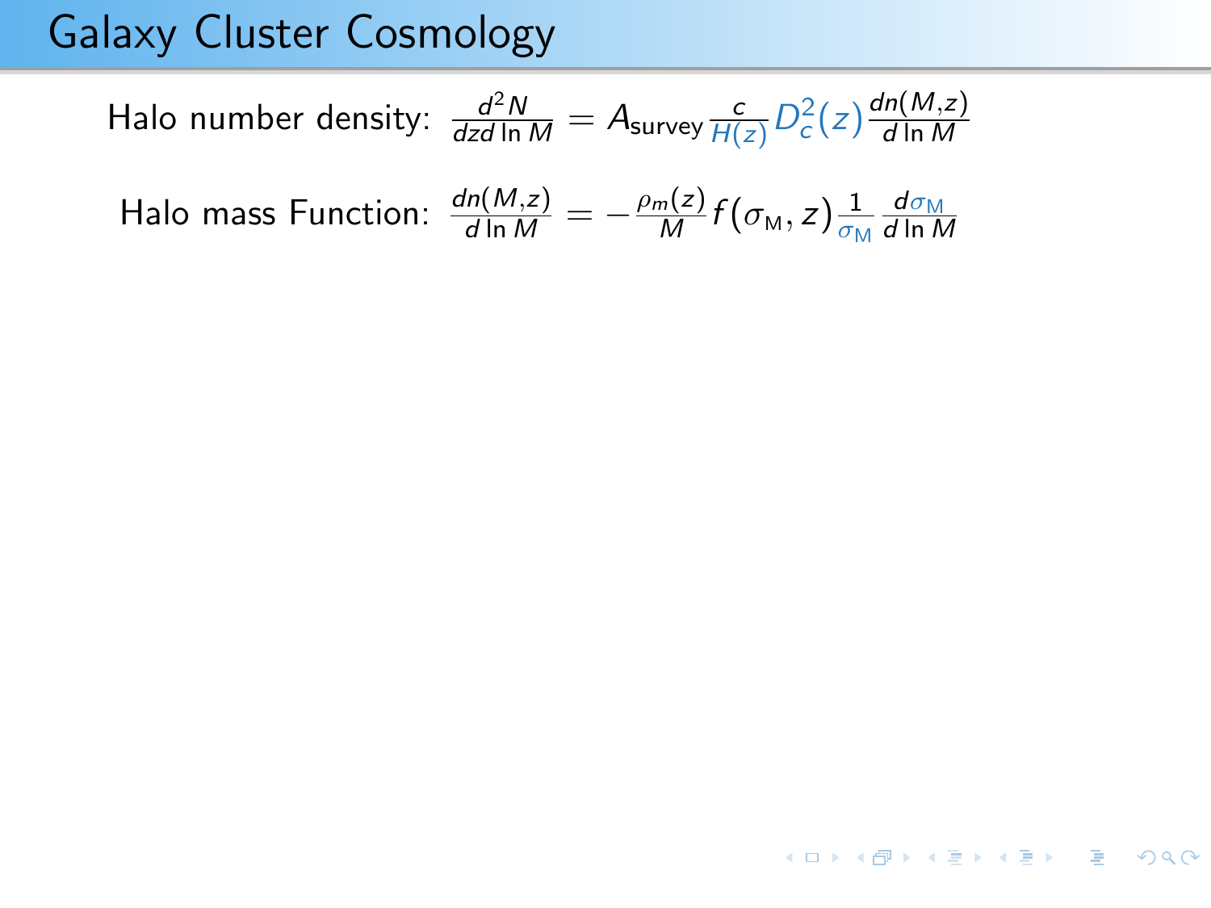# Galaxy Cluster Cosmology

Halo number density: $\frac{d^2N}{dz d\ln M} = A_{\rm survey}\frac{c}{H(z)}D_c^2(z)\frac{dn(M,z)}{d\ln M}$

Halo mass Function: $\frac{dn(M,z)}{d\ln M} = -\frac{\rho_m(z)}{M}f(\sigma_{\rm M}, z)\frac{1}{\sigma_{\rm M}}\frac{d\sigma_{\rm M}}{d\ln M}$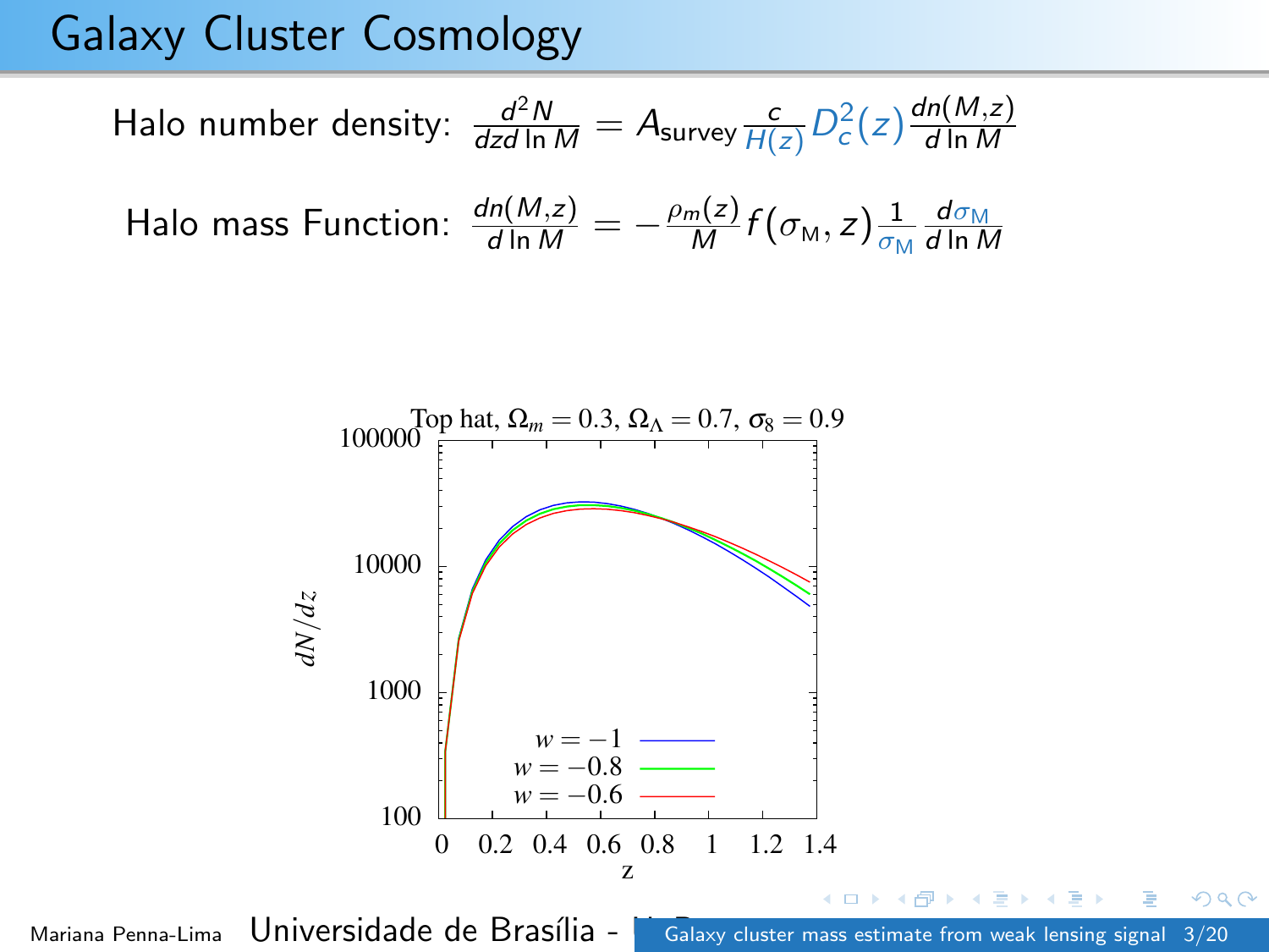# Galaxy Cluster Cosmology

Halo number density: $\frac{d^2N}{dz d\ln M} = A_{\text{survey}} \frac{c}{H(z)} D_c^2(z) \frac{dn(M,z)}{d\ln M}$

Halo mass Function: $\frac{dn(M,z)}{d\ln M} = -\frac{\rho_m(z)}{M} f(\sigma_{\text{M}}, z) \frac{1}{\sigma_{\text{M}}} \frac{d\sigma_{\text{M}}}{d\ln M}$

Top hat, $\Omega_m = 0.3$, $\Omega_\Lambda = 0.7$, $\sigma_8 = 0.9$

$dN/dz$

z

$w = -1$

$w = -0.8$

$w = -0.6$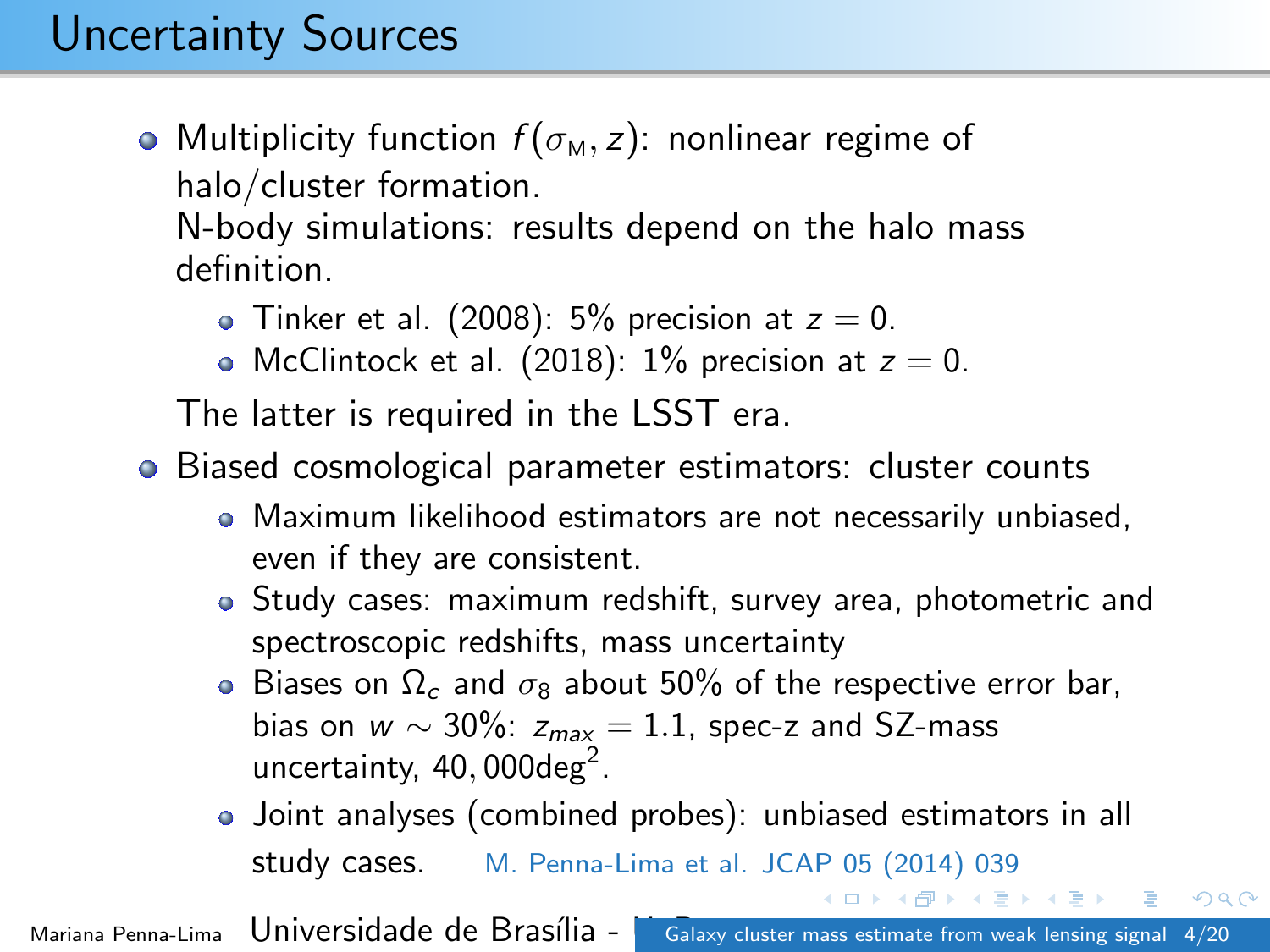# Uncertainty Sources

- Multiplicity function $f(\sigma_{\mathrm{M}}, z)$: nonlinear regime of halo/cluster formation.
  N-body simulations: results depend on the halo mass definition.
  - Tinker et al. (2008): 5% precision at $z = 0$.
  - McClintock et al. (2018): 1% precision at $z = 0$.

  The latter is required in the LSST era.
- Biased cosmological parameter estimators: cluster counts
  - Maximum likelihood estimators are not necessarily unbiased, even if they are consistent.
  - Study cases: maximum redshift, survey area, photometric and spectroscopic redshifts, mass uncertainty
  - Biases on $\Omega_c$ and $\sigma_8$ about 50% of the respective error bar, bias on $w \sim 30\%$: $z_{max} = 1.1$, spec-z and SZ-mass uncertainty, $40,000\mathrm{deg}^2$.
  - Joint analyses (combined probes): unbiased estimators in all study cases. M. Penna-Lima et al. JCAP 05 (2014) 039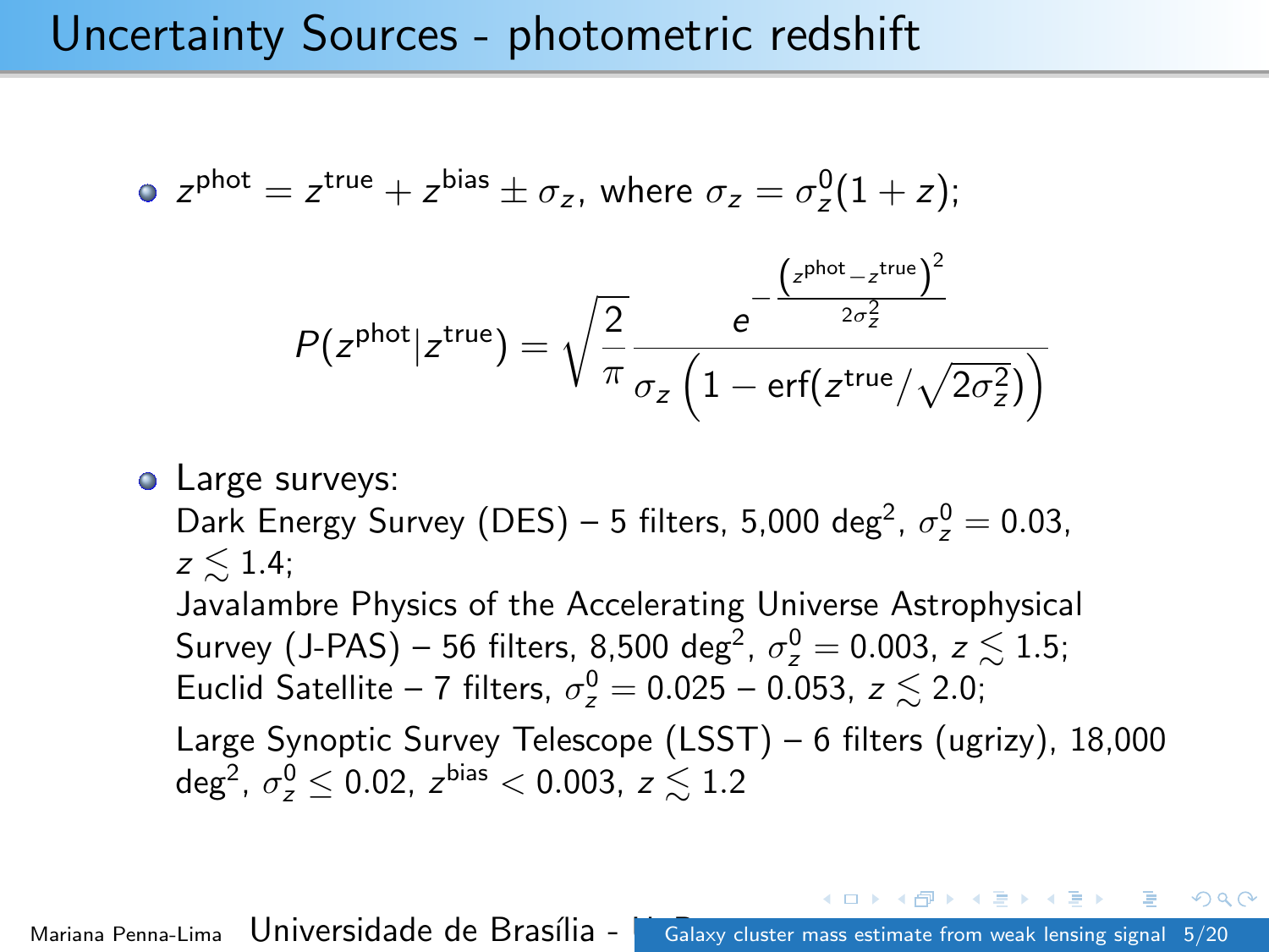# Uncertainty Sources - photometric redshift

- $z^{\text{phot}} = z^{\text{true}} + z^{\text{bias}} \pm \sigma_z$, where $\sigma_z = \sigma_z^0(1+z)$;

$$P(z^{\text{phot}}|z^{\text{true}}) = \sqrt{\frac{2}{\pi}} \frac{e^{-\frac{\left(z^{\text{phot}} - z^{\text{true}}\right)^2}{2\sigma_z^2}}}{\sigma_z \left(1 - \text{erf}(z^{\text{true}}/\sqrt{2\sigma_z^2})\right)}$$

- Large surveys:
  Dark Energy Survey (DES) – 5 filters, 5,000 deg$^2$, $\sigma_z^0 = 0.03$, $z \lesssim 1.4$;
  Javalambre Physics of the Accelerating Universe Astrophysical Survey (J-PAS) – 56 filters, 8,500 deg$^2$, $\sigma_z^0 = 0.003$, $z \lesssim 1.5$;
  Euclid Satellite – 7 filters, $\sigma_z^0 = 0.025 - 0.053$, $z \lesssim 2.0$;

  Large Synoptic Survey Telescope (LSST) – 6 filters (ugrizy), 18,000 deg$^2$, $\sigma_z^0 \leq 0.02$, $z^{\text{bias}} < 0.003$, $z \lesssim 1.2$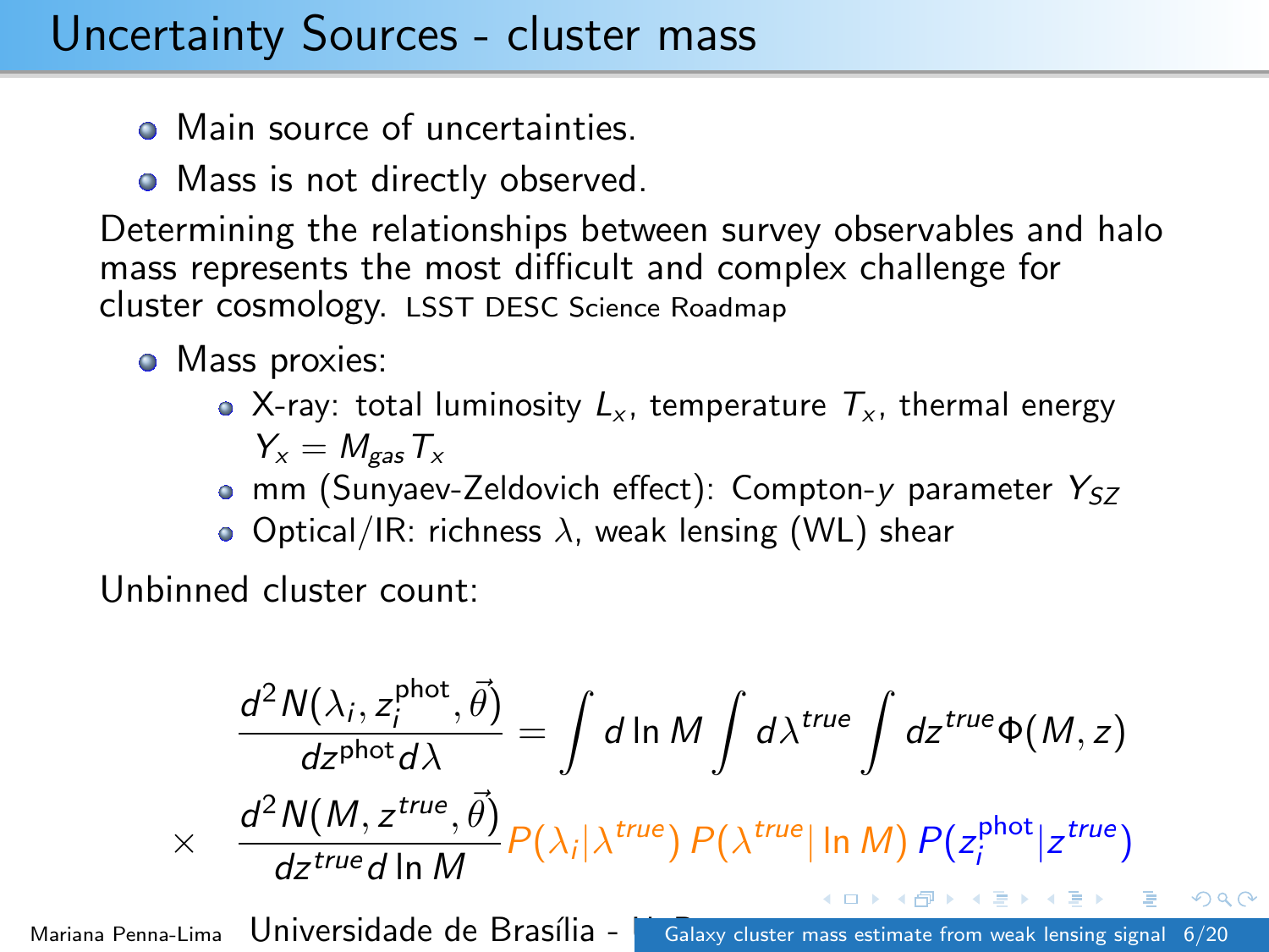# Uncertainty Sources - cluster mass

- Main source of uncertainties.
- Mass is not directly observed.

Determining the relationships between survey observables and halo mass represents the most difficult and complex challenge for cluster cosmology. LSST DESC Science Roadmap

- Mass proxies:
  - X-ray: total luminosity $L_x$, temperature $T_x$, thermal energy $Y_x = M_{gas} T_x$
  - mm (Sunyaev-Zeldovich effect): Compton-$y$ parameter $Y_{SZ}$
  - Optical/IR: richness $\lambda$, weak lensing (WL) shear

Unbinned cluster count:

$$
\frac{d^2 N(\lambda_i, z_i^{\text{phot}}, \vec{\theta})}{dz^{\text{phot}} d\lambda} = \int d \ln M \int d\lambda^{true} \int dz^{true} \Phi(M, z)
$$

$$
\times \quad \frac{d^2 N(M, z^{true}, \vec{\theta})}{dz^{true} d \ln M} P(\lambda_i | \lambda^{true}) \, P(\lambda^{true} | \ln M) \, P(z_i^{\text{phot}} | z^{true})
$$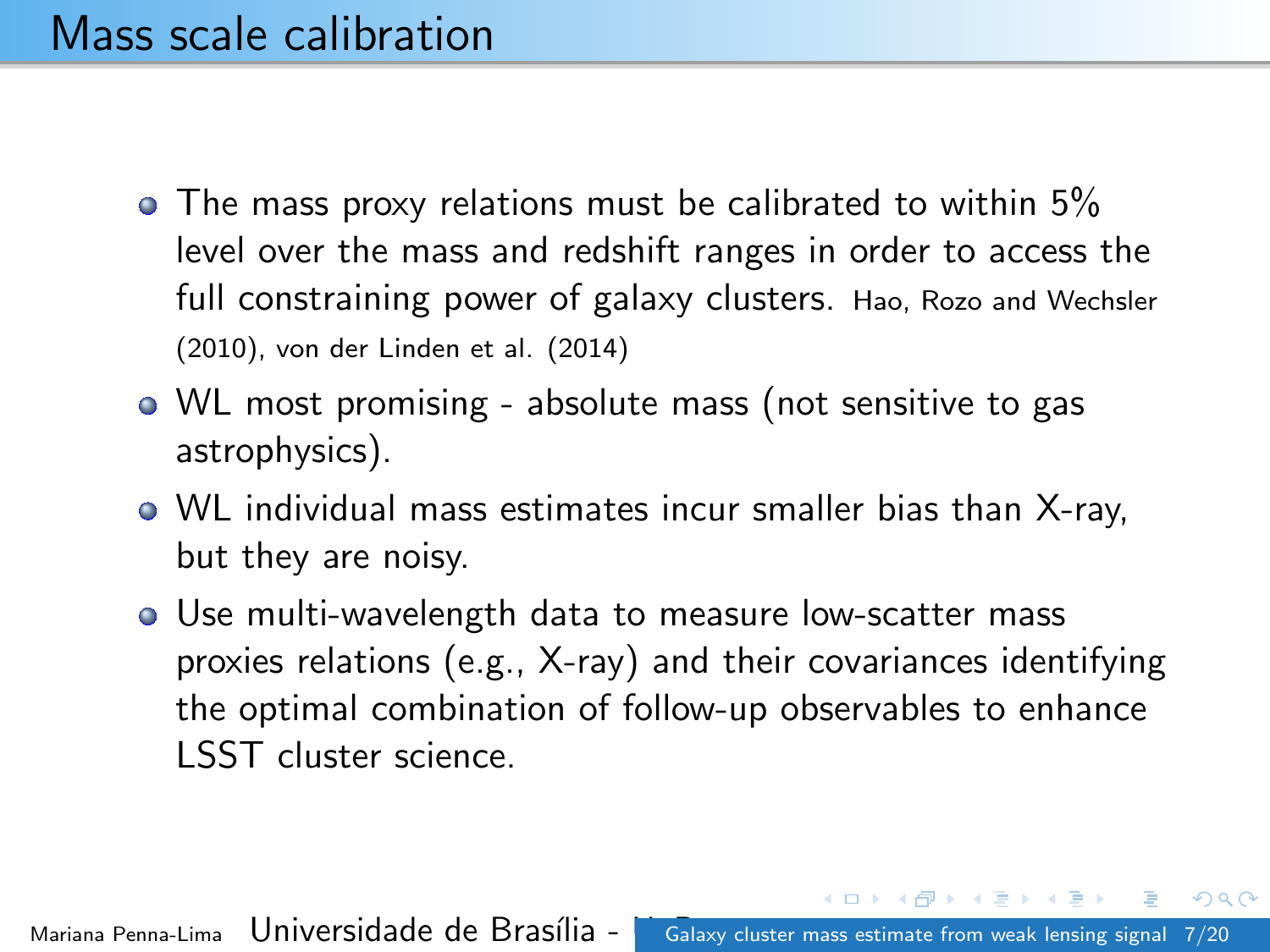# Mass scale calibration

- The mass proxy relations must be calibrated to within 5% level over the mass and redshift ranges in order to access the full constraining power of galaxy clusters. Hao, Rozo and Wechsler (2010), von der Linden et al. (2014)
- WL most promising - absolute mass (not sensitive to gas astrophysics).
- WL individual mass estimates incur smaller bias than X-ray, but they are noisy.
- Use multi-wavelength data to measure low-scatter mass proxies relations (e.g., X-ray) and their covariances identifying the optimal combination of follow-up observables to enhance LSST cluster science.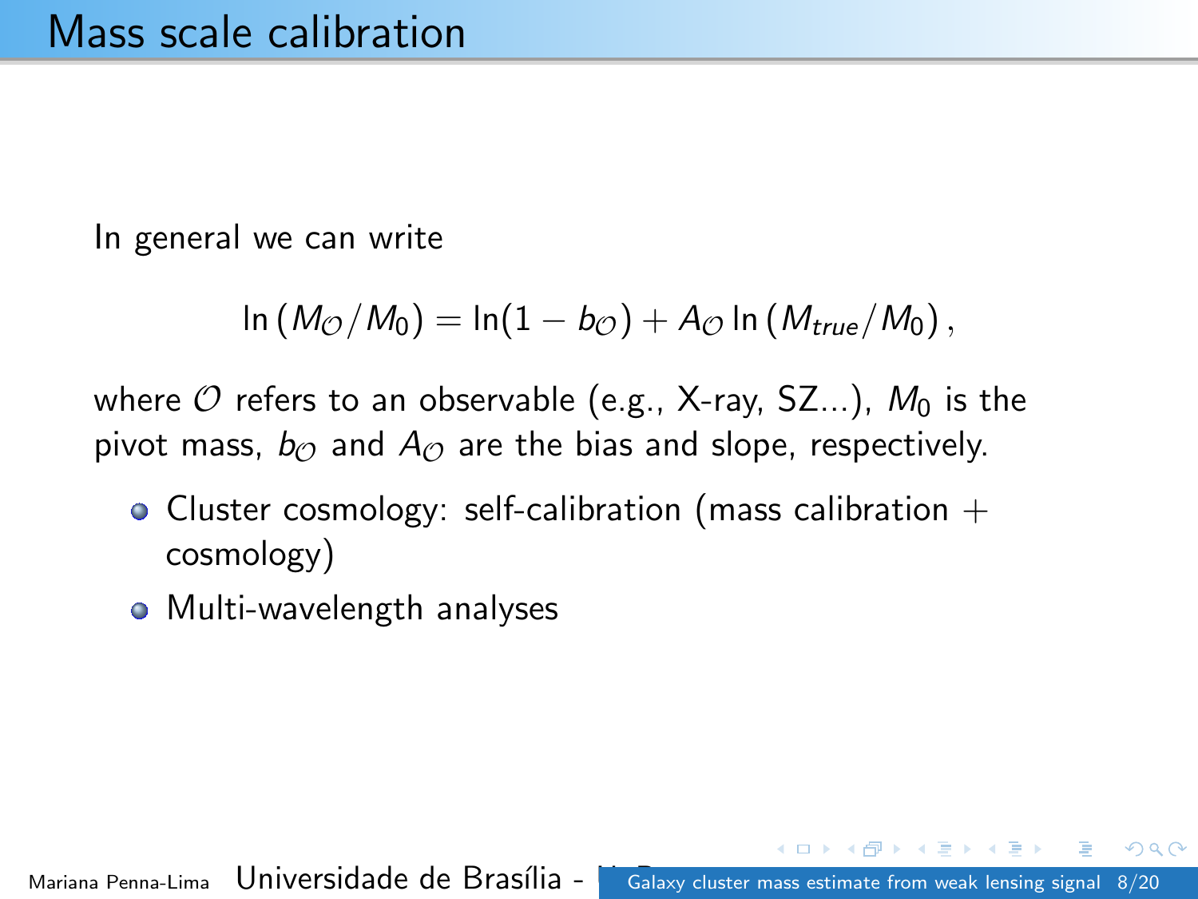# Mass scale calibration

In general we can write

$$\ln\left(M_{\mathcal{O}}/M_0\right) = \ln(1 - b_{\mathcal{O}}) + A_{\mathcal{O}} \ln\left(M_{true}/M_0\right),$$

where $\mathcal{O}$ refers to an observable (e.g., X-ray, SZ...), $M_0$ is the pivot mass, $b_{\mathcal{O}}$ and $A_{\mathcal{O}}$ are the bias and slope, respectively.

- Cluster cosmology: self-calibration (mass calibration + cosmology)
- Multi-wavelength analyses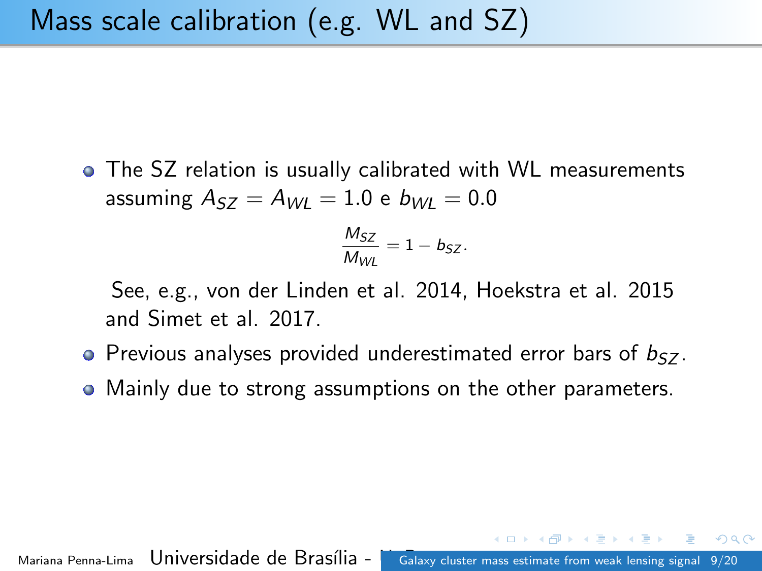# Mass scale calibration (e.g. WL and SZ)

- The SZ relation is usually calibrated with WL measurements assuming $A_{SZ} = A_{WL} = 1.0$ e $b_{WL} = 0.0$

$$\frac{M_{SZ}}{M_{WL}} = 1 - b_{SZ}.$$

  See, e.g., von der Linden et al. 2014, Hoekstra et al. 2015 and Simet et al. 2017.

- Previous analyses provided underestimated error bars of $b_{SZ}$.
- Mainly due to strong assumptions on the other parameters.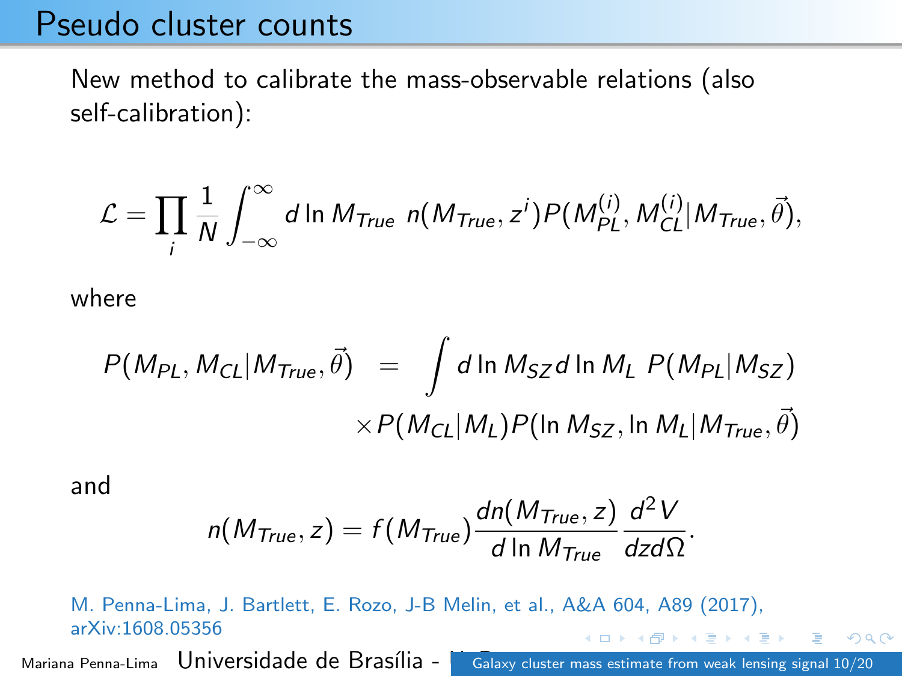# Pseudo cluster counts

New method to calibrate the mass-observable relations (also self-calibration):

$$\mathcal{L} = \prod_i \frac{1}{N} \int_{-\infty}^{\infty} d\ln M_{True} \; n(M_{True}, z^i) P(M_{PL}^{(i)}, M_{CL}^{(i)} | M_{True}, \vec{\theta}),$$

where

$$P(M_{PL}, M_{CL} | M_{True}, \vec{\theta}) = \int d\ln M_{SZ} d\ln M_L \; P(M_{PL}|M_{SZ}) \times P(M_{CL}|M_L) P(\ln M_{SZ}, \ln M_L | M_{True}, \vec{\theta})$$

and

$$n(M_{True}, z) = f(M_{True}) \frac{dn(M_{True}, z)}{d\ln M_{True}} \frac{d^2 V}{dz d\Omega}.$$

M. Penna-Lima, J. Bartlett, E. Rozo, J-B Melin, et al., A&A 604, A89 (2017), arXiv:1608.05356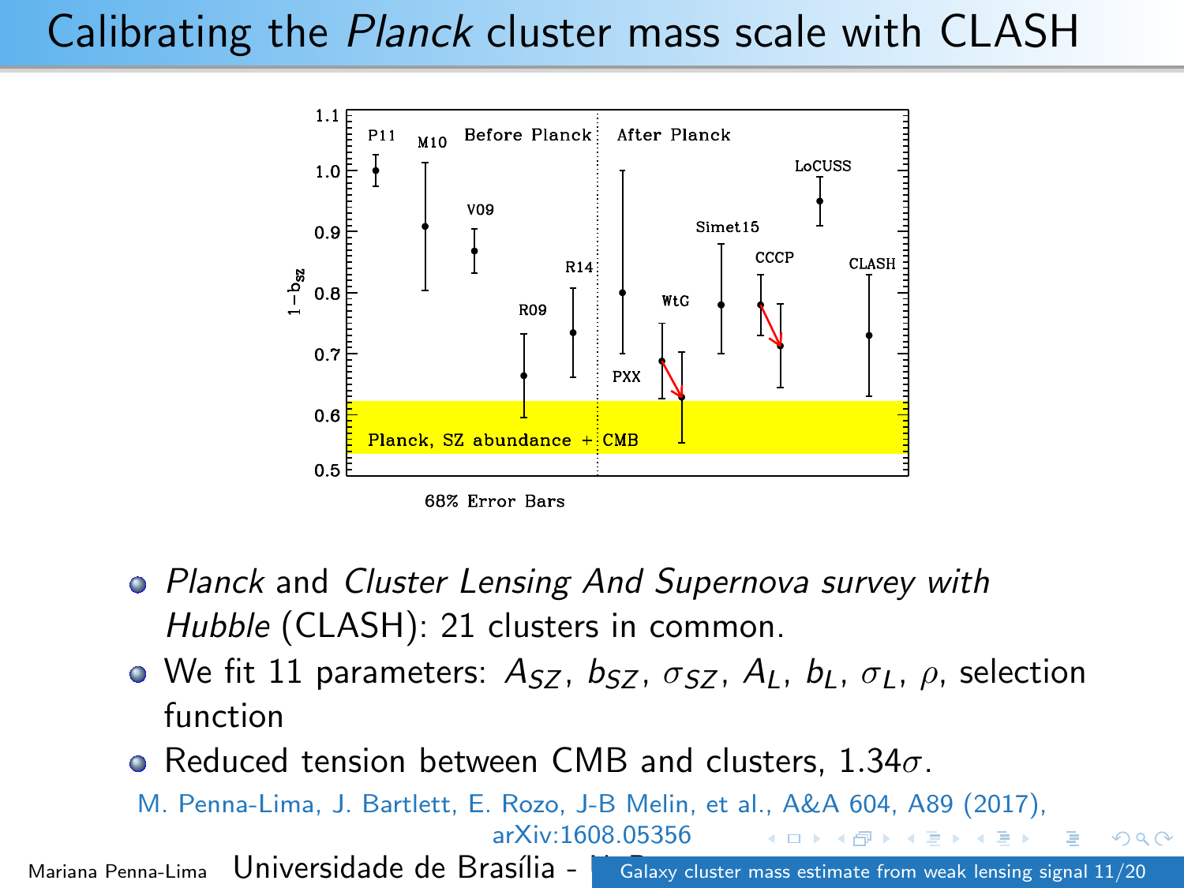# Calibrating the *Planck* cluster mass scale with CLASH

- *Planck* and *Cluster Lensing And Supernova survey with Hubble* (CLASH): 21 clusters in common.
- We fit 11 parameters: $A_{SZ}$, $b_{SZ}$, $\sigma_{SZ}$, $A_L$, $b_L$, $\sigma_L$, $\rho$, selection function
- Reduced tension between CMB and clusters, $1.34\sigma$.

M. Penna-Lima, J. Bartlett, E. Rozo, J-B Melin, et al., A&A 604, A89 (2017), arXiv:1608.05356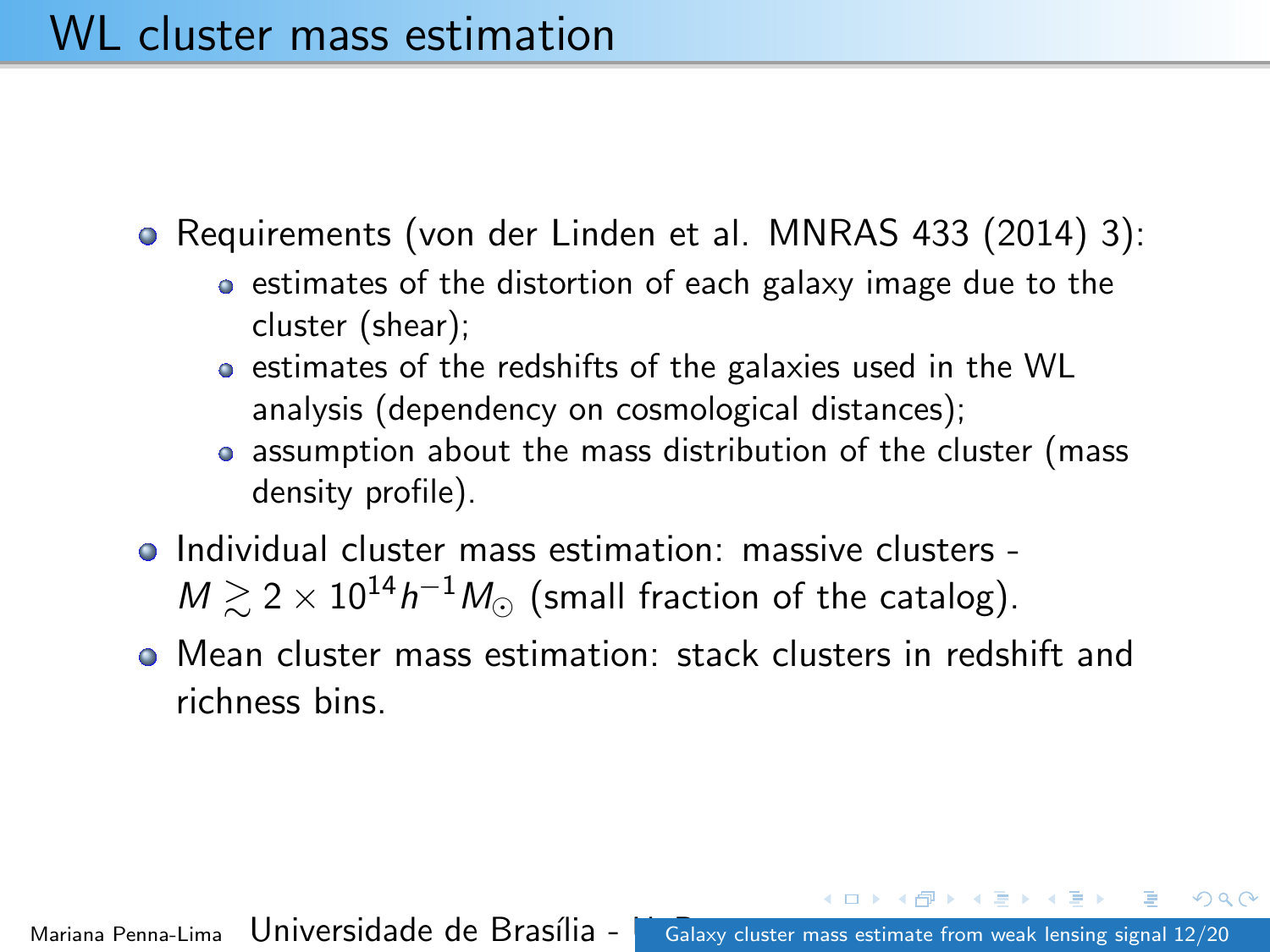# WL cluster mass estimation

- Requirements (von der Linden et al. MNRAS 433 (2014) 3):
  - estimates of the distortion of each galaxy image due to the cluster (shear);
  - estimates of the redshifts of the galaxies used in the WL analysis (dependency on cosmological distances);
  - assumption about the mass distribution of the cluster (mass density profile).
- Individual cluster mass estimation: massive clusters - $M \gtrsim 2 \times 10^{14} h^{-1} M_{\odot}$ (small fraction of the catalog).
- Mean cluster mass estimation: stack clusters in redshift and richness bins.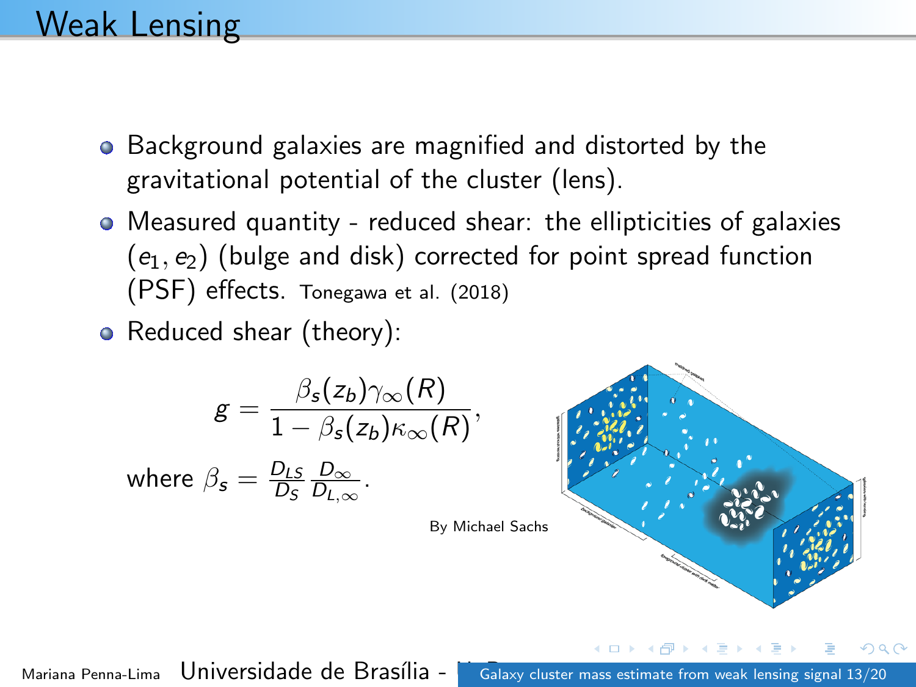# Weak Lensing

- Background galaxies are magnified and distorted by the gravitational potential of the cluster (lens).
- Measured quantity - reduced shear: the ellipticities of galaxies $(e_1, e_2)$ (bulge and disk) corrected for point spread function (PSF) effects. Tonegawa et al. (2018)
- Reduced shear (theory):

$$g = \frac{\beta_s(z_b)\gamma_\infty(R)}{1 - \beta_s(z_b)\kappa_\infty(R)},$$

where $\beta_s = \frac{D_{LS}}{D_S}\frac{D_\infty}{D_{L,\infty}}$.

By Michael Sachs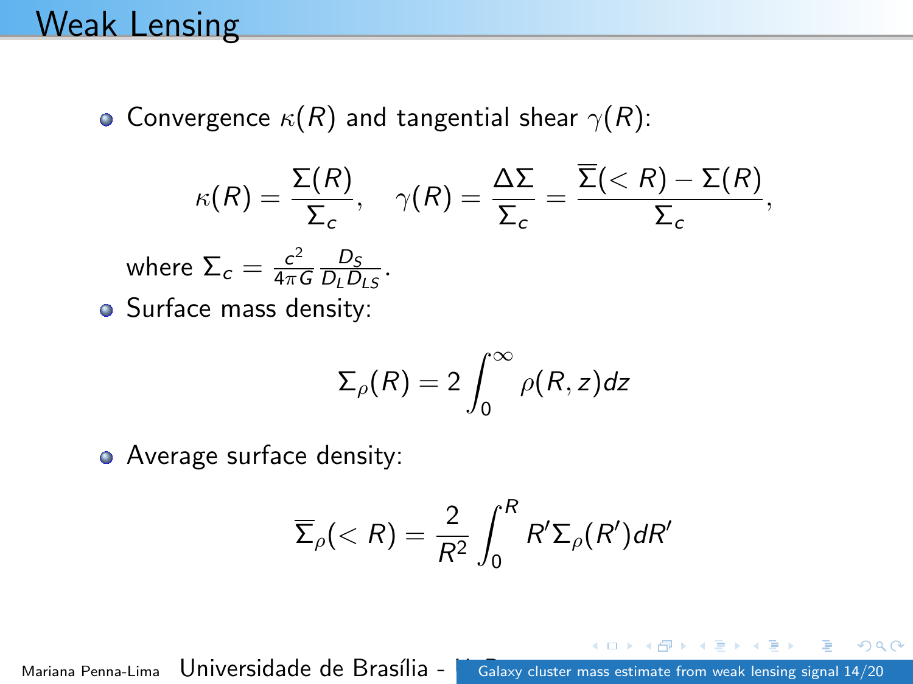# Weak Lensing

- Convergence $\kappa(R)$ and tangential shear $\gamma(R)$:

$$\kappa(R) = \frac{\Sigma(R)}{\Sigma_c}, \quad \gamma(R) = \frac{\Delta\Sigma}{\Sigma_c} = \frac{\overline{\Sigma}(< R) - \Sigma(R)}{\Sigma_c},$$

  where $\Sigma_c = \frac{c^2}{4\pi G} \frac{D_S}{D_L D_{LS}}$.

- Surface mass density:

$$\Sigma_\rho(R) = 2 \int_0^\infty \rho(R, z) dz$$

- Average surface density:

$$\overline{\Sigma}_\rho(< R) = \frac{2}{R^2} \int_0^R R' \Sigma_\rho(R') dR'$$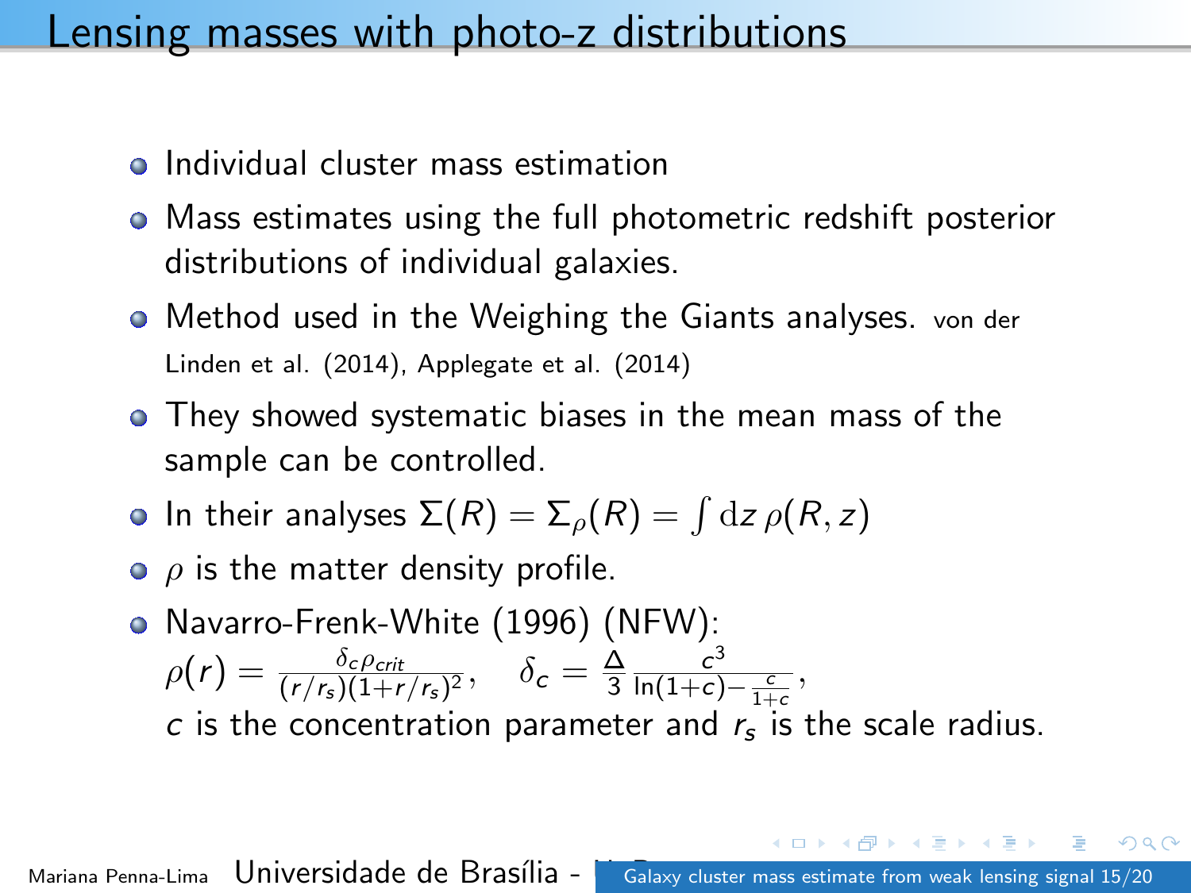# Lensing masses with photo-z distributions

- Individual cluster mass estimation
- Mass estimates using the full photometric redshift posterior distributions of individual galaxies.
- Method used in the Weighing the Giants analyses. von der Linden et al. (2014), Applegate et al. (2014)
- They showed systematic biases in the mean mass of the sample can be controlled.
- In their analyses $\Sigma(R) = \Sigma_\rho(R) = \int \mathrm{d}z \, \rho(R, z)$
- $\rho$ is the matter density profile.
- Navarro-Frenk-White (1996) (NFW):
  $\rho(r) = \frac{\delta_c \rho_{crit}}{(r/r_s)(1+r/r_s)^2}, \quad \delta_c = \frac{\Delta}{3} \frac{c^3}{\ln(1+c) - \frac{c}{1+c}},$
  $c$ is the concentration parameter and $r_s$ is the scale radius.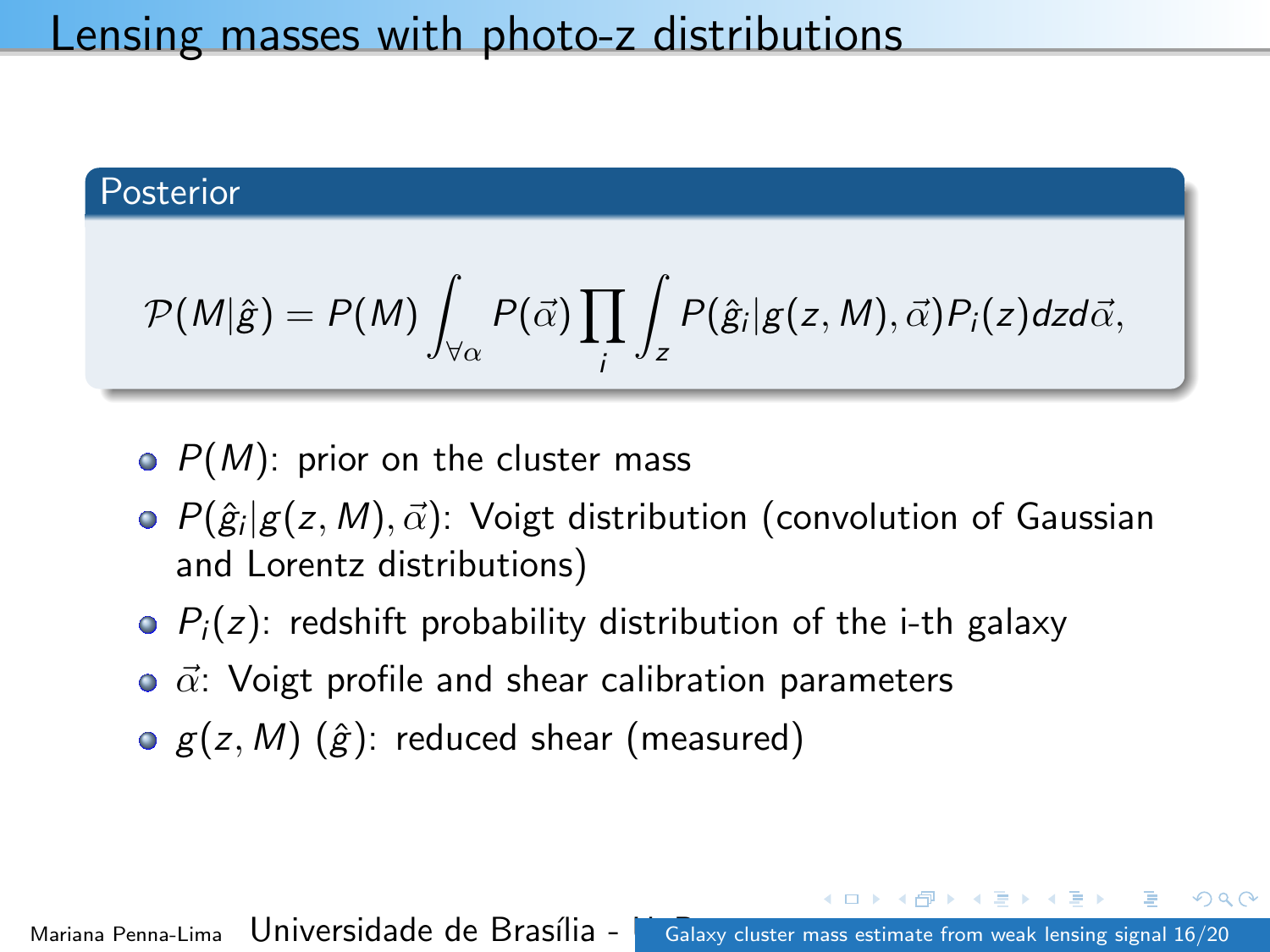# Lensing masses with photo-z distributions

## Posterior

$$\mathcal{P}(M|\hat{g}) = P(M) \int_{\forall \alpha} P(\vec{\alpha}) \prod_i \int_z P(\hat{g}_i | g(z, M), \vec{\alpha}) P_i(z) dz d\vec{\alpha},$$

- $P(M)$: prior on the cluster mass
- $P(\hat{g}_i | g(z, M), \vec{\alpha})$: Voigt distribution (convolution of Gaussian and Lorentz distributions)
- $P_i(z)$: redshift probability distribution of the i-th galaxy
- $\vec{\alpha}$: Voigt profile and shear calibration parameters
- $g(z, M)$ ($\hat{g}$): reduced shear (measured)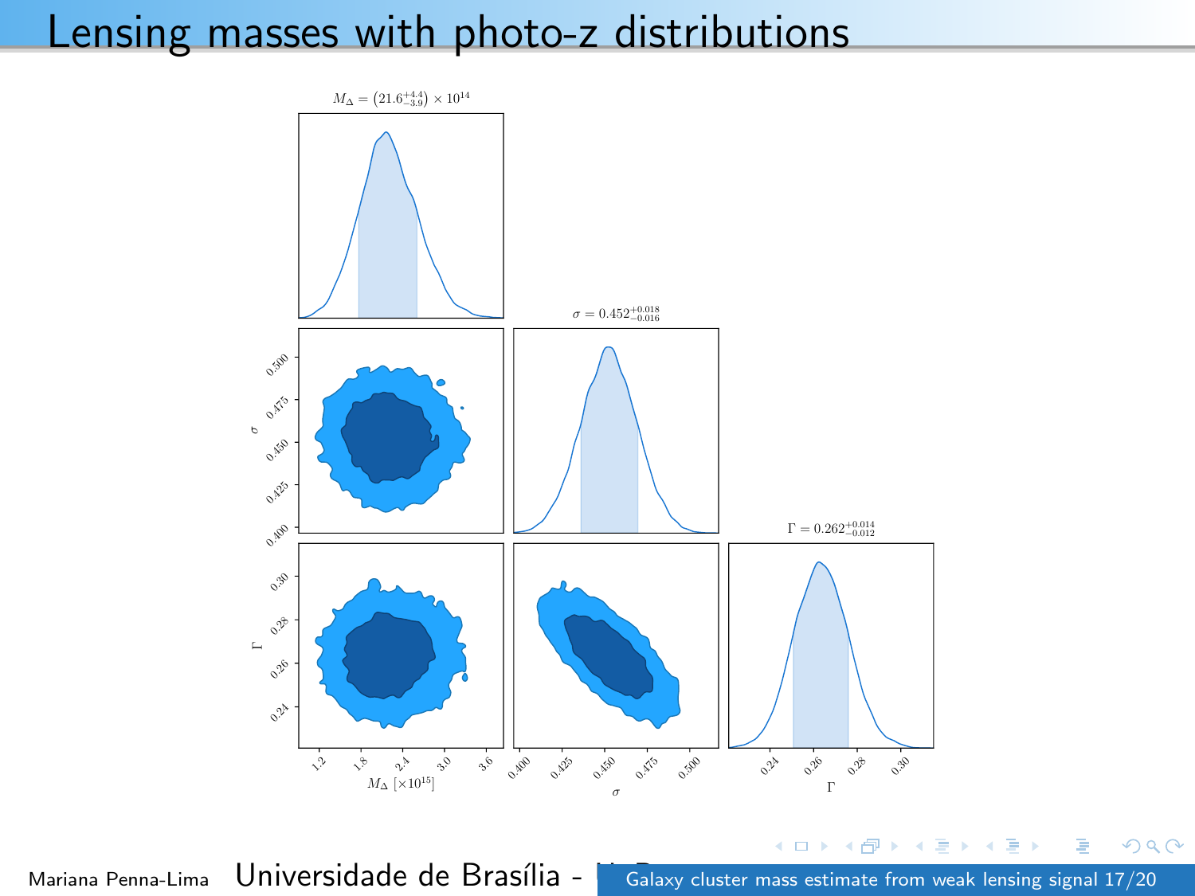# Lensing masses with photo-z distributions

$M_\Delta = \left(21.6^{+4.4}_{-3.9}\right) \times 10^{14}$

$\sigma = 0.452^{+0.018}_{-0.016}$

$\Gamma = 0.262^{+0.014}_{-0.012}$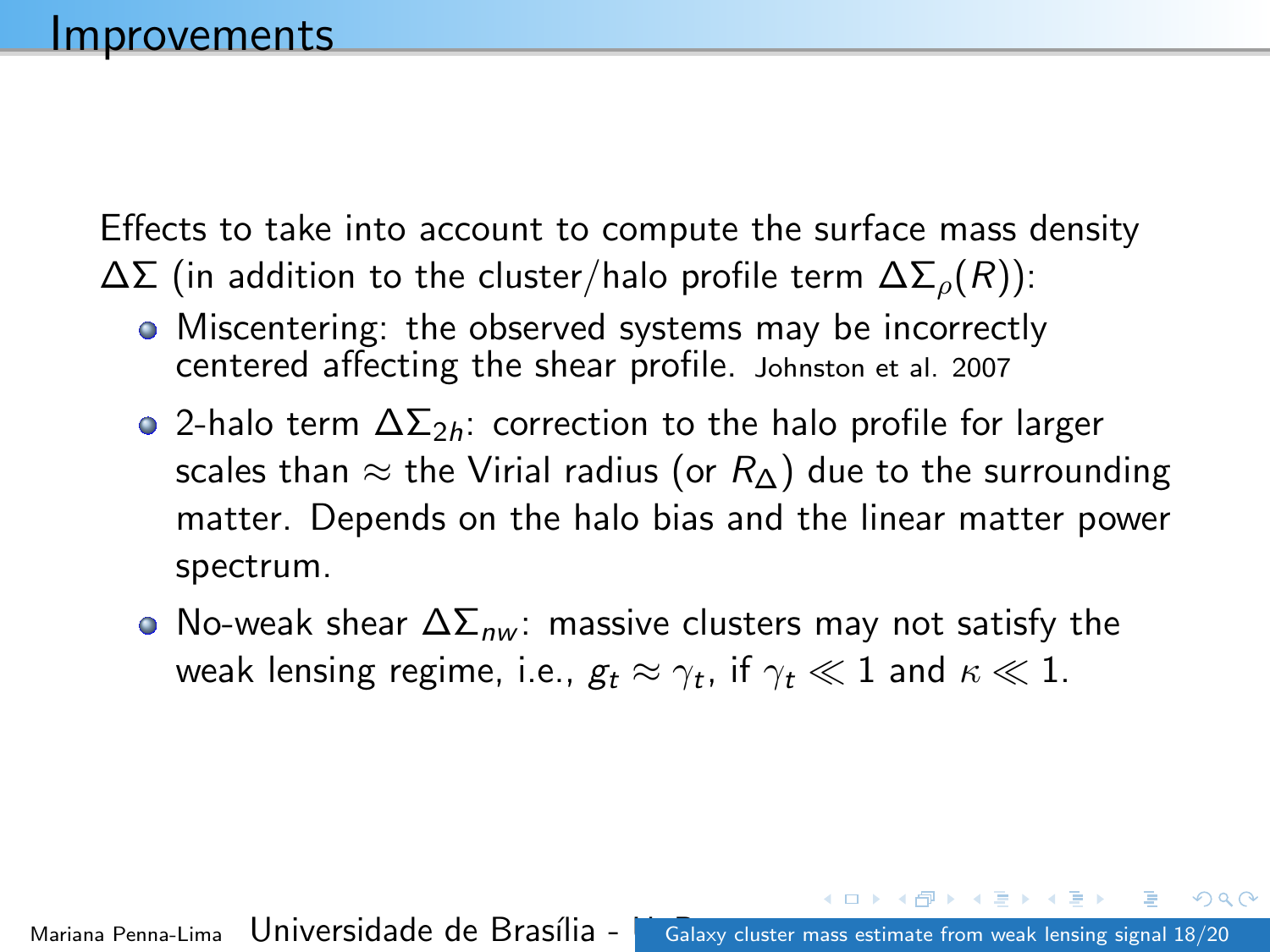# Improvements

Effects to take into account to compute the surface mass density $\Delta\Sigma$ (in addition to the cluster/halo profile term $\Delta\Sigma_{\rho}(R)$):

- Miscentering: the observed systems may be incorrectly centered affecting the shear profile. Johnston et al. 2007
- 2-halo term $\Delta\Sigma_{2h}$: correction to the halo profile for larger scales than $\approx$ the Virial radius (or $R_{\Delta}$) due to the surrounding matter. Depends on the halo bias and the linear matter power spectrum.
- No-weak shear $\Delta\Sigma_{nw}$: massive clusters may not satisfy the weak lensing regime, i.e., $g_t \approx \gamma_t$, if $\gamma_t \ll 1$ and $\kappa \ll 1$.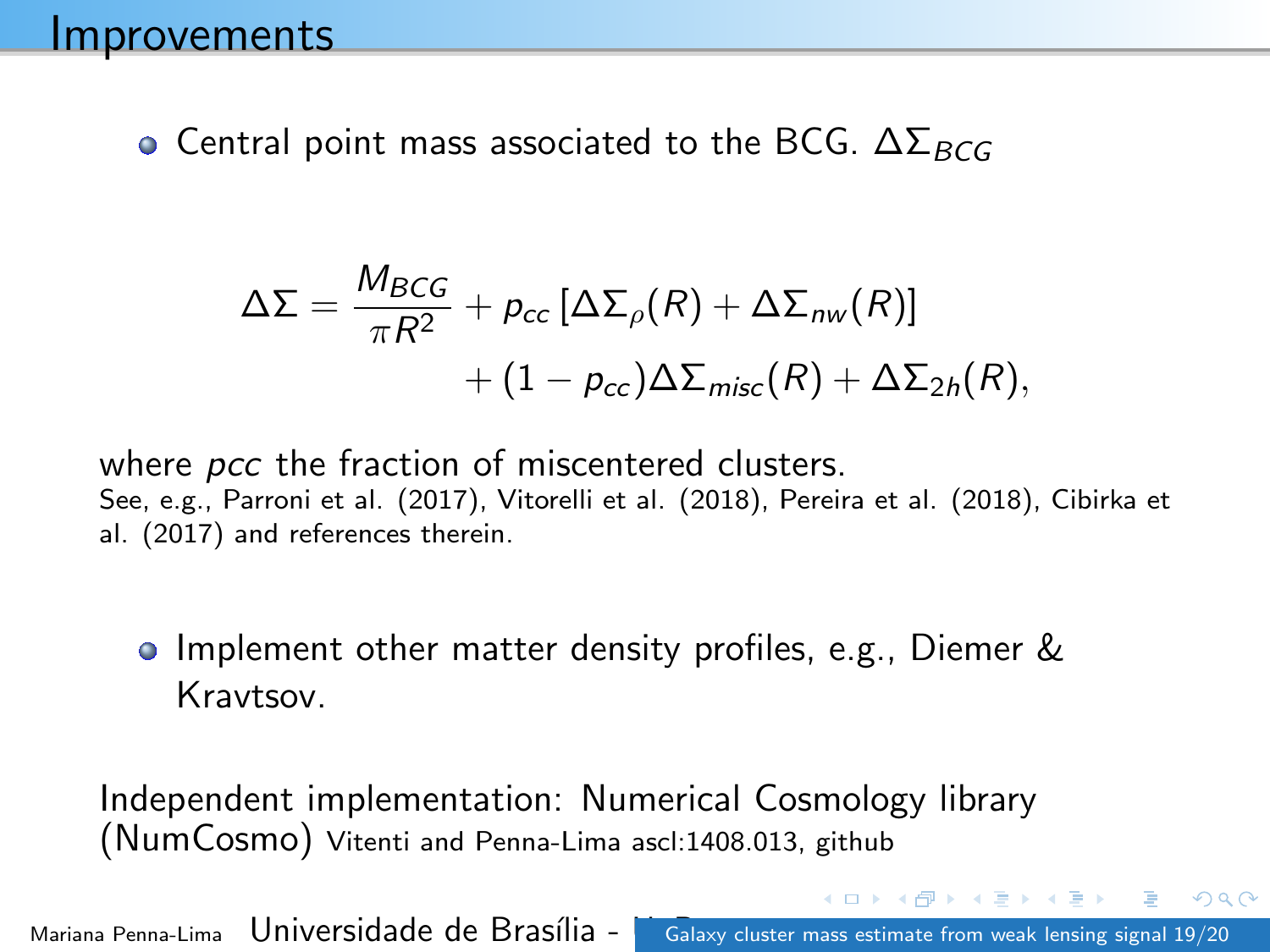# Improvements

- Central point mass associated to the BCG. $\Delta\Sigma_{BCG}$

$$
\Delta\Sigma = \frac{M_{BCG}}{\pi R^2} + p_{cc}\left[\Delta\Sigma_{\rho}(R) + \Delta\Sigma_{nw}(R)\right] + (1 - p_{cc})\Delta\Sigma_{misc}(R) + \Delta\Sigma_{2h}(R),
$$

where *pcc* the fraction of miscentered clusters.
See, e.g., Parroni et al. (2017), Vitorelli et al. (2018), Pereira et al. (2018), Cibirka et al. (2017) and references therein.

- Implement other matter density profiles, e.g., Diemer & Kravtsov.

Independent implementation: Numerical Cosmology library (NumCosmo) Vitenti and Penna-Lima ascl:1408.013, github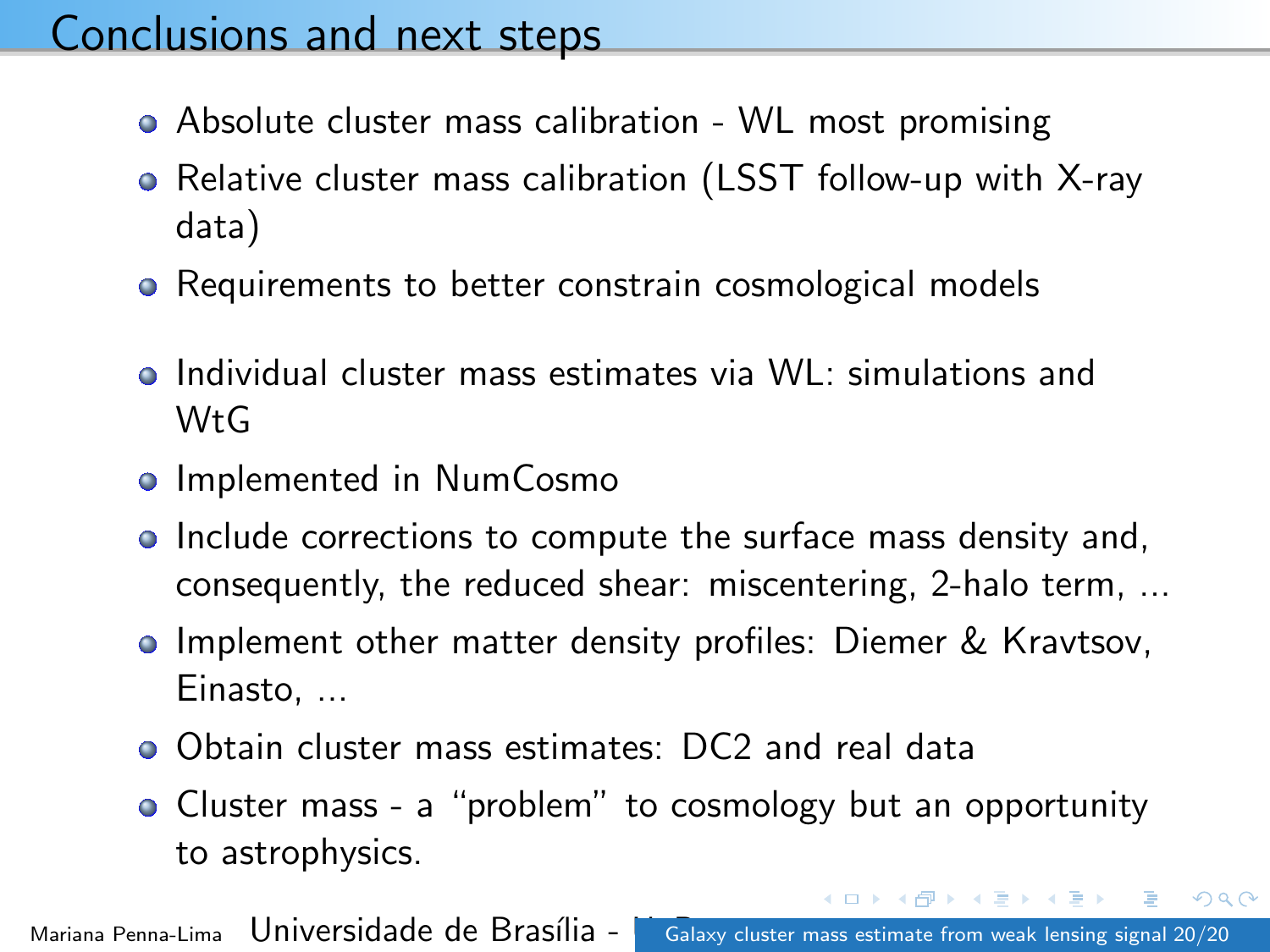# Conclusions and next steps

- Absolute cluster mass calibration - WL most promising
- Relative cluster mass calibration (LSST follow-up with X-ray data)
- Requirements to better constrain cosmological models

- Individual cluster mass estimates via WL: simulations and WtG
- Implemented in NumCosmo
- Include corrections to compute the surface mass density and, consequently, the reduced shear: miscentering, 2-halo term, ...
- Implement other matter density profiles: Diemer & Kravtsov, Einasto, ...
- Obtain cluster mass estimates: DC2 and real data
- Cluster mass - a "problem" to cosmology but an opportunity to astrophysics.